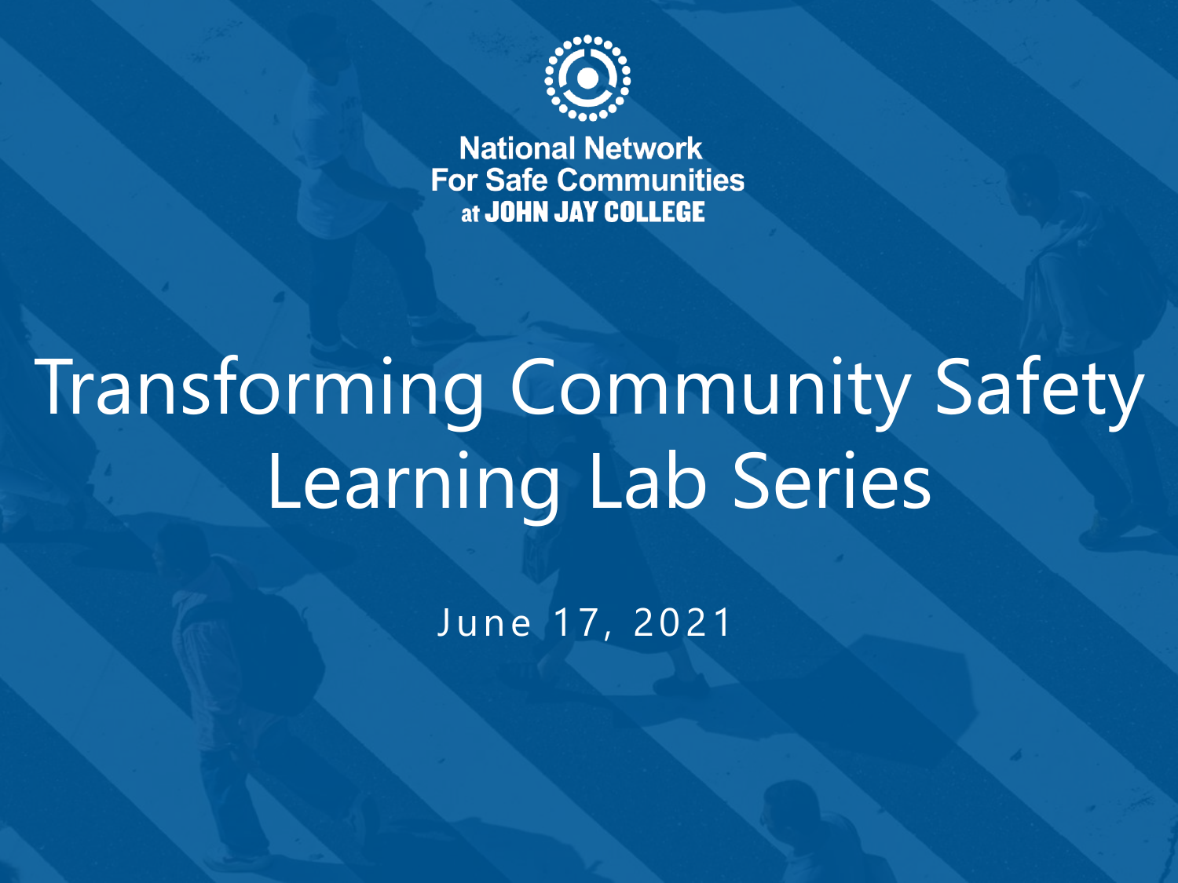National Network
For Safe Communities
at JOHN JAY COLLEGE

# Transforming Community Safety Learning Lab Series

June 17, 2021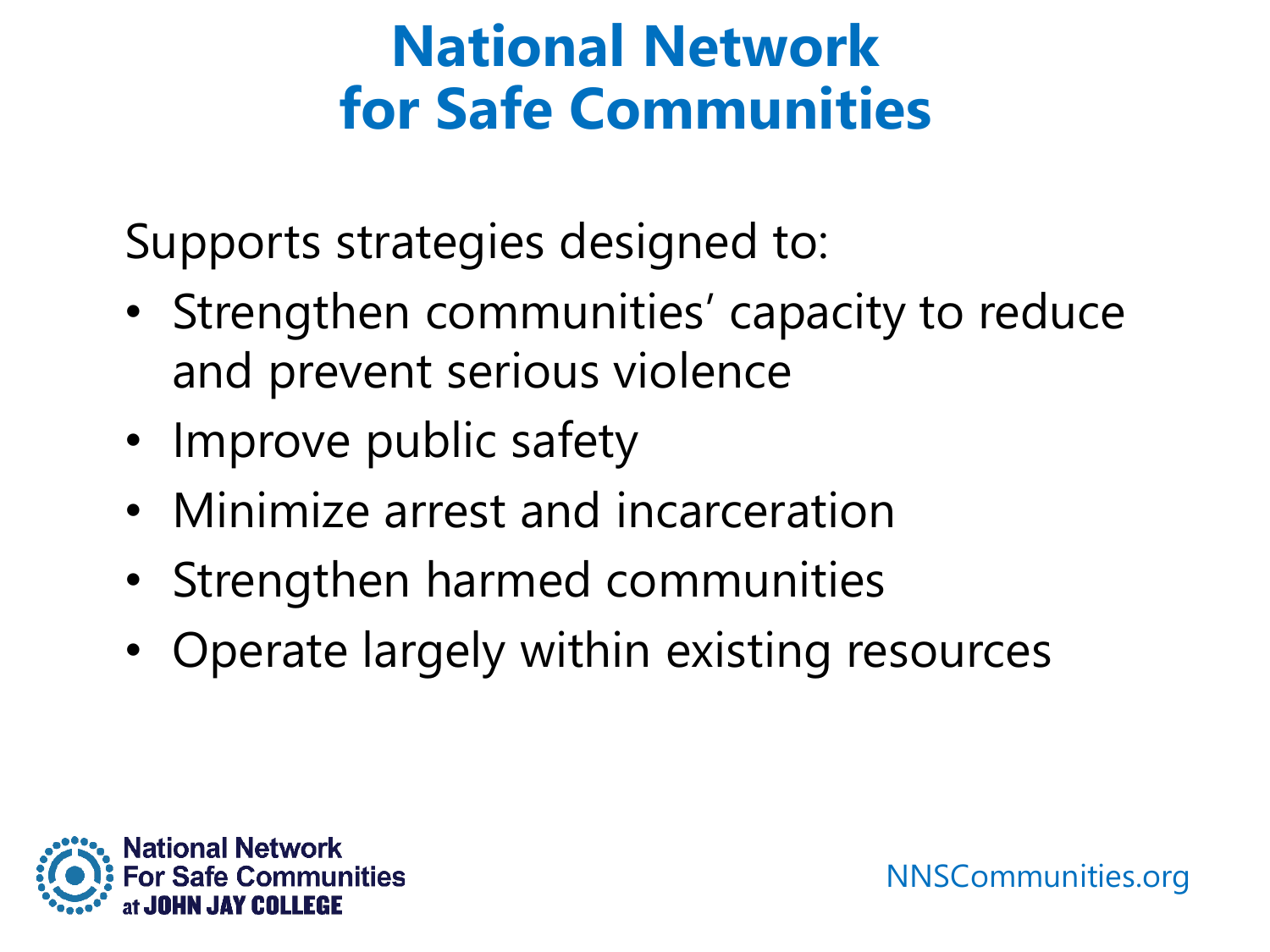# National Network for Safe Communities

Supports strategies designed to:

- Strengthen communities' capacity to reduce and prevent serious violence
- Improve public safety
- Minimize arrest and incarceration
- Strengthen harmed communities
- Operate largely within existing resources

National Network For Safe Communities at JOHN JAY COLLEGE

NNSCommunities.org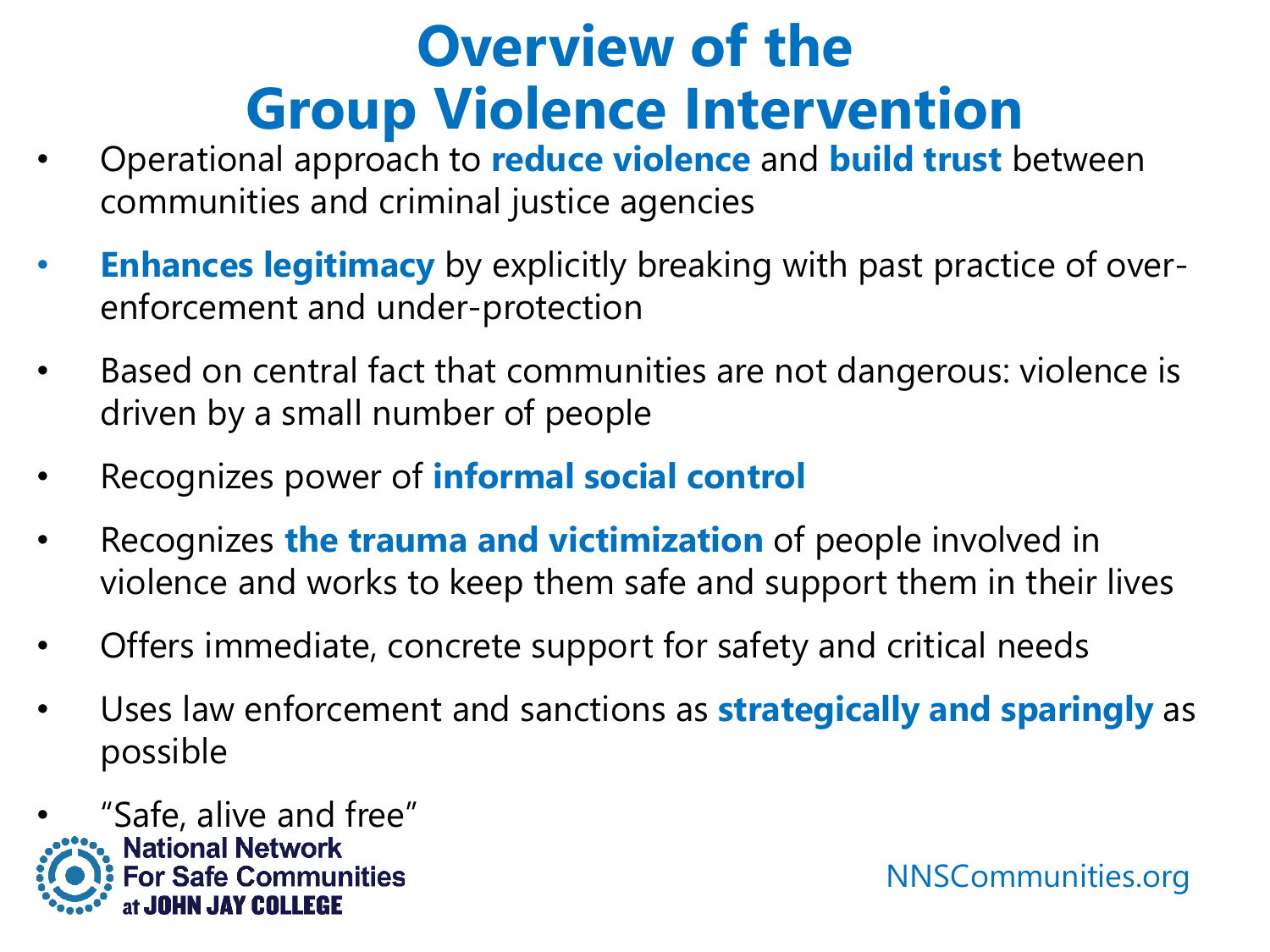# Overview of the Group Violence Intervention

- Operational approach to **reduce violence** and **build trust** between communities and criminal justice agencies
- **Enhances legitimacy** by explicitly breaking with past practice of over-enforcement and under-protection
- Based on central fact that communities are not dangerous: violence is driven by a small number of people
- Recognizes power of **informal social control**
- Recognizes **the trauma and victimization** of people involved in violence and works to keep them safe and support them in their lives
- Offers immediate, concrete support for safety and critical needs
- Uses law enforcement and sanctions as **strategically and sparingly** as possible
- "Safe, alive and free"

National Network For Safe Communities at JOHN JAY COLLEGE

NNSCommunities.org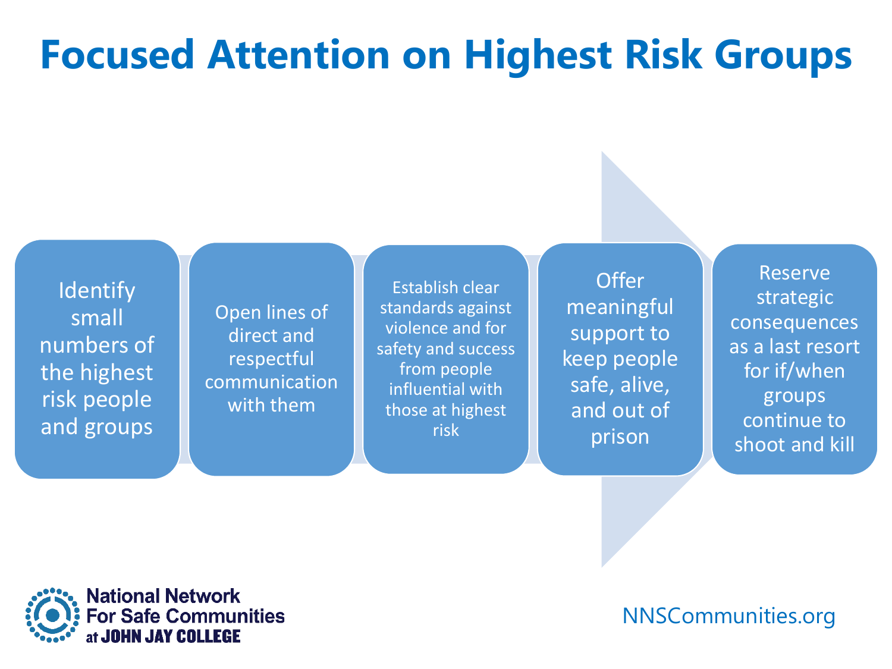# Focused Attention on Highest Risk Groups

1. Identify small numbers of the highest risk people and groups
2. Open lines of direct and respectful communication with them
3. Establish clear standards against violence and for safety and success from people influential with those at highest risk
4. Offer meaningful support to keep people safe, alive, and out of prison
5. Reserve strategic consequences as a last resort for if/when groups continue to shoot and kill

National Network For Safe Communities at JOHN JAY COLLEGE

NNSCommunities.org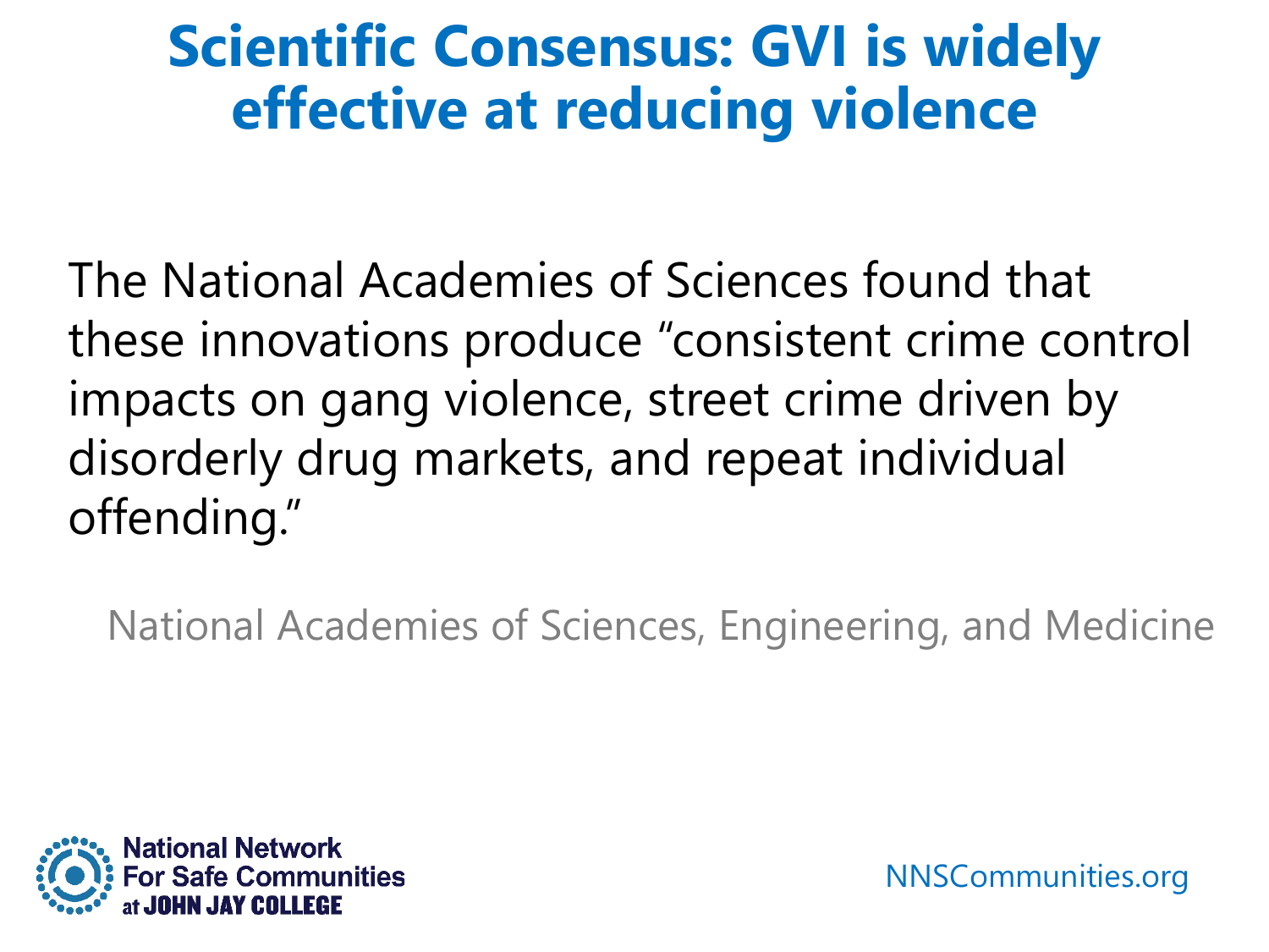# Scientific Consensus: GVI is widely effective at reducing violence

The National Academies of Sciences found that these innovations produce "consistent crime control impacts on gang violence, street crime driven by disorderly drug markets, and repeat individual offending."

National Academies of Sciences, Engineering, and Medicine

National Network For Safe Communities at JOHN JAY COLLEGE

NNSCommunities.org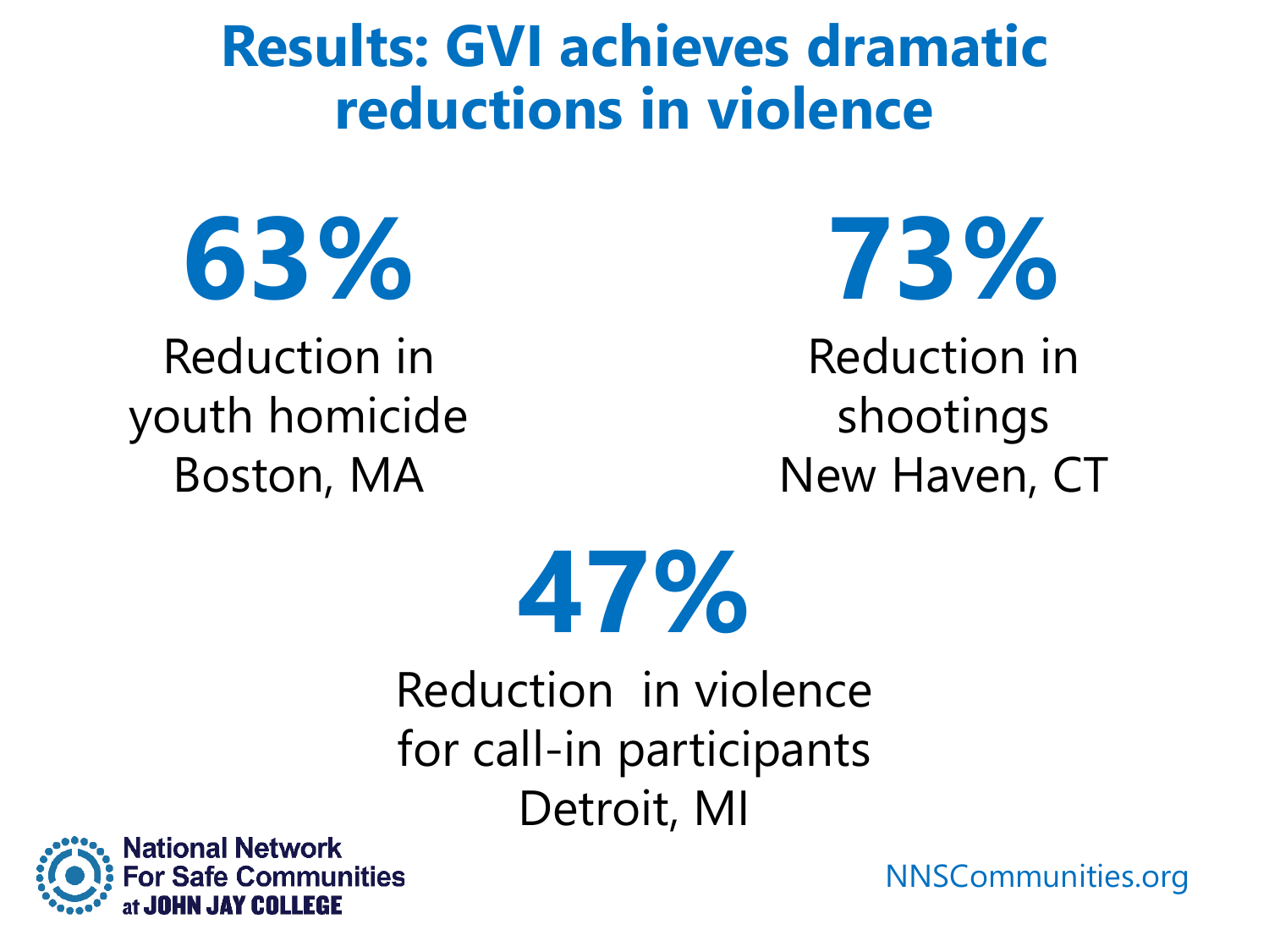# Results: GVI achieves dramatic reductions in violence

**63%**

Reduction in youth homicide
Boston, MA

**73%**

Reduction in shootings
New Haven, CT

**47%**

Reduction in violence for call-in participants
Detroit, MI

National Network For Safe Communities at JOHN JAY COLLEGE

NNSCommunities.org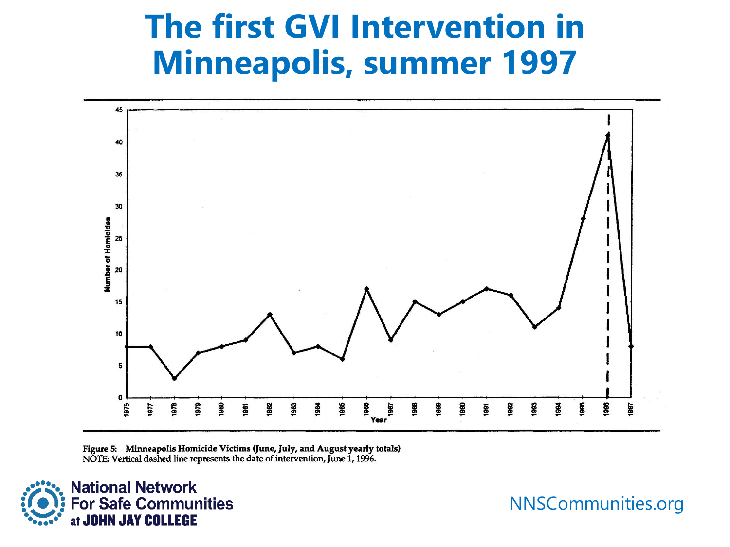# The first GVI Intervention in Minneapolis, summer 1997

**Figure 5: Minneapolis Homicide Victims (June, July, and August yearly totals)**
NOTE: Vertical dashed line represents the date of intervention, June 1, 1996.

National Network For Safe Communities at JOHN JAY COLLEGE

NNSCommunities.org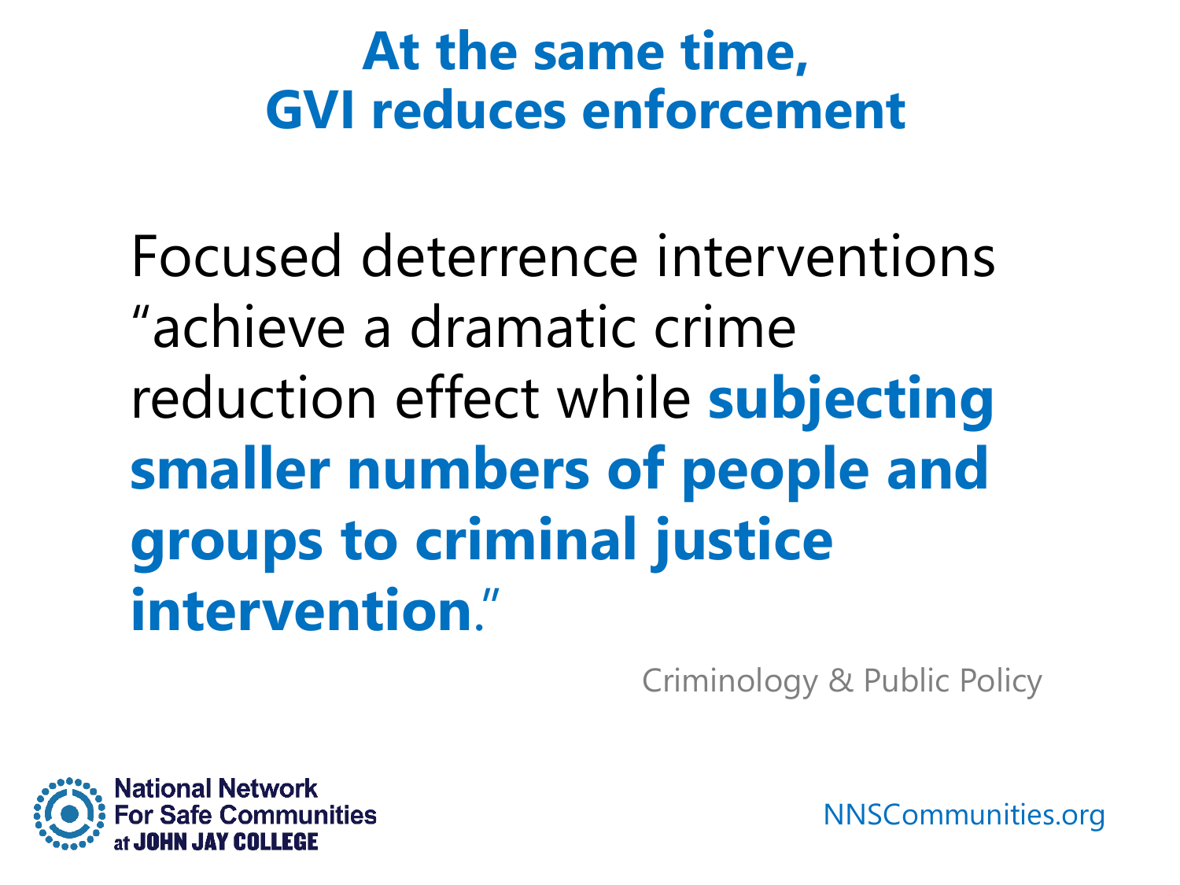# At the same time, GVI reduces enforcement

Focused deterrence interventions "achieve a dramatic crime reduction effect while **subjecting smaller numbers of people and groups to criminal justice intervention**."

Criminology & Public Policy

National Network For Safe Communities at JOHN JAY COLLEGE

NNSCommunities.org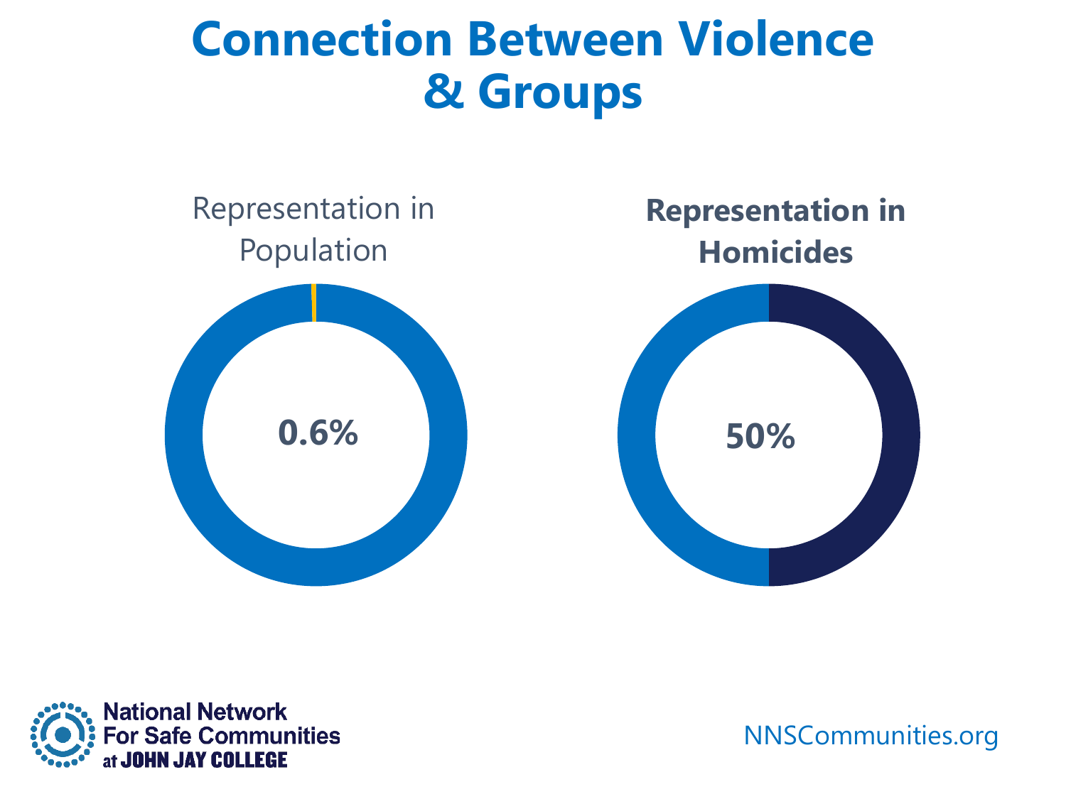# Connection Between Violence & Groups

Representation in Population

0.6%

**Representation in Homicides**

50%

National Network For Safe Communities at JOHN JAY COLLEGE

NNSCommunities.org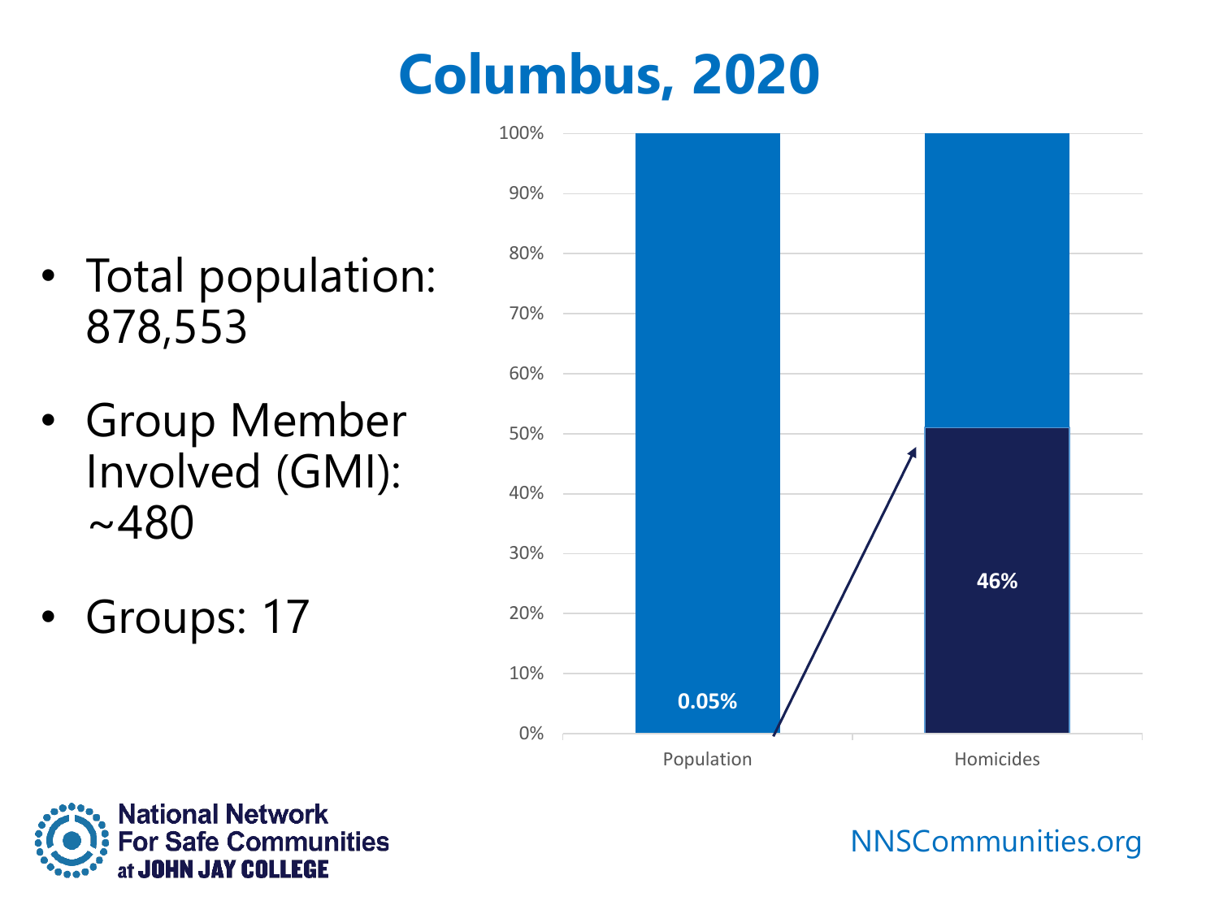# Columbus, 2020

- Total population: 878,553
- Group Member Involved (GMI): ~480
- Groups: 17

| | Population | Homicides |
|---|---|---|
| GMI share | 0.05% | 46% |

NNSCommunities.org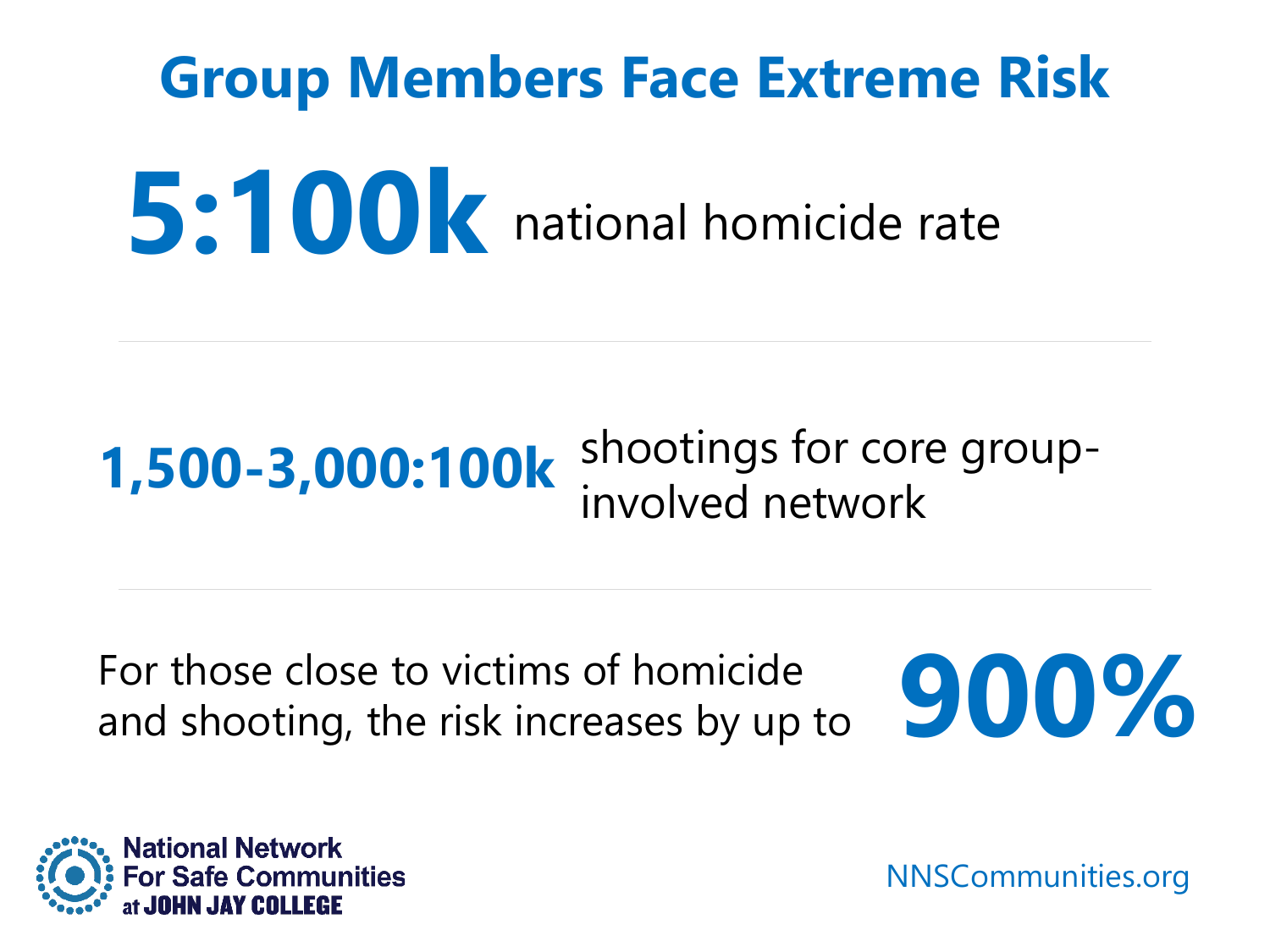# Group Members Face Extreme Risk

**5:100k** national homicide rate

---

**1,500-3,000:100k** shootings for core group-involved network

---

For those close to victims of homicide and shooting, the risk increases by up to **900%**

National Network For Safe Communities at JOHN JAY COLLEGE

NNSCommunities.org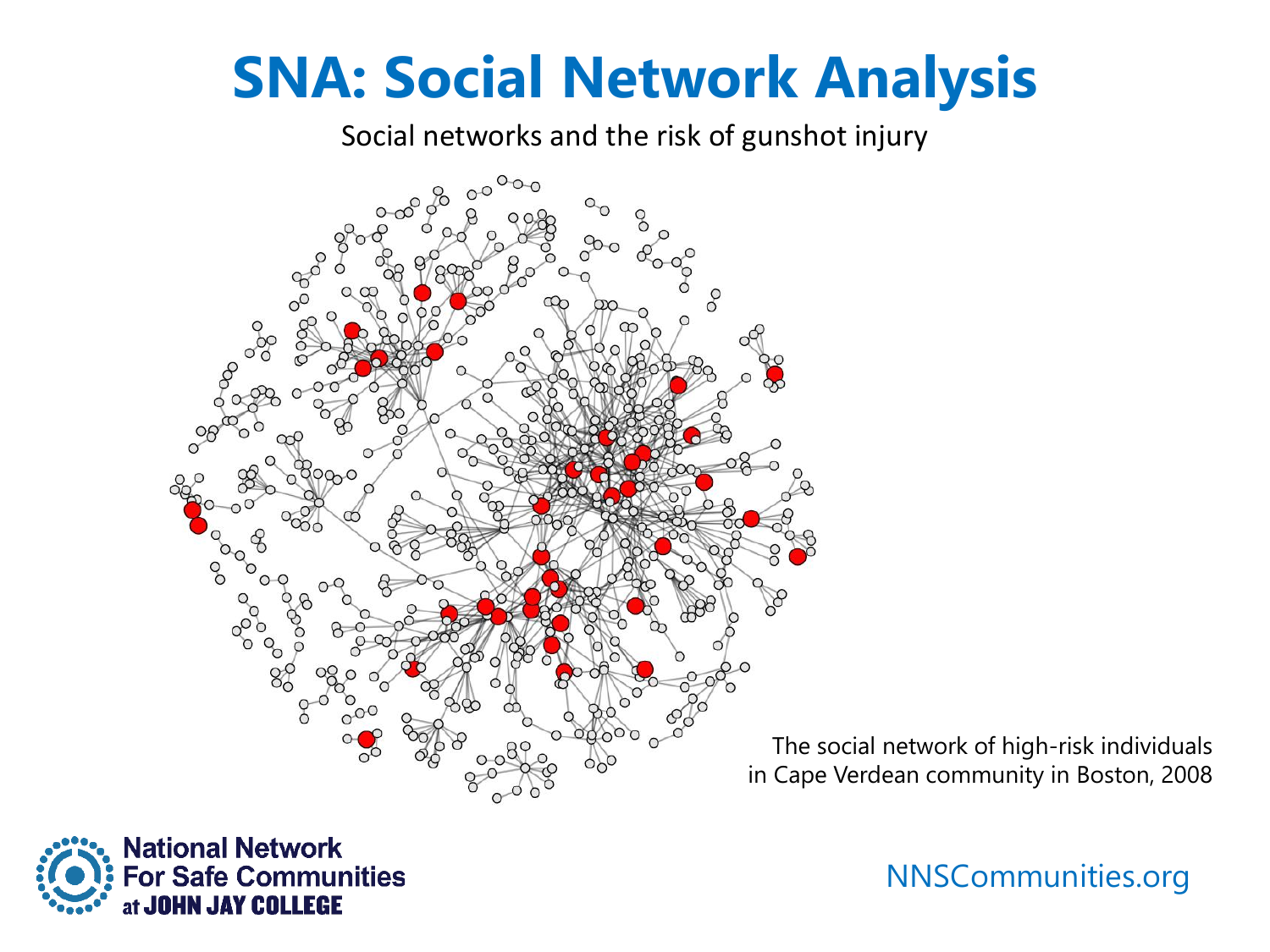# SNA: Social Network Analysis

Social networks and the risk of gunshot injury

The social network of high-risk individuals in Cape Verdean community in Boston, 2008

National Network For Safe Communities at JOHN JAY COLLEGE

NNSCommunities.org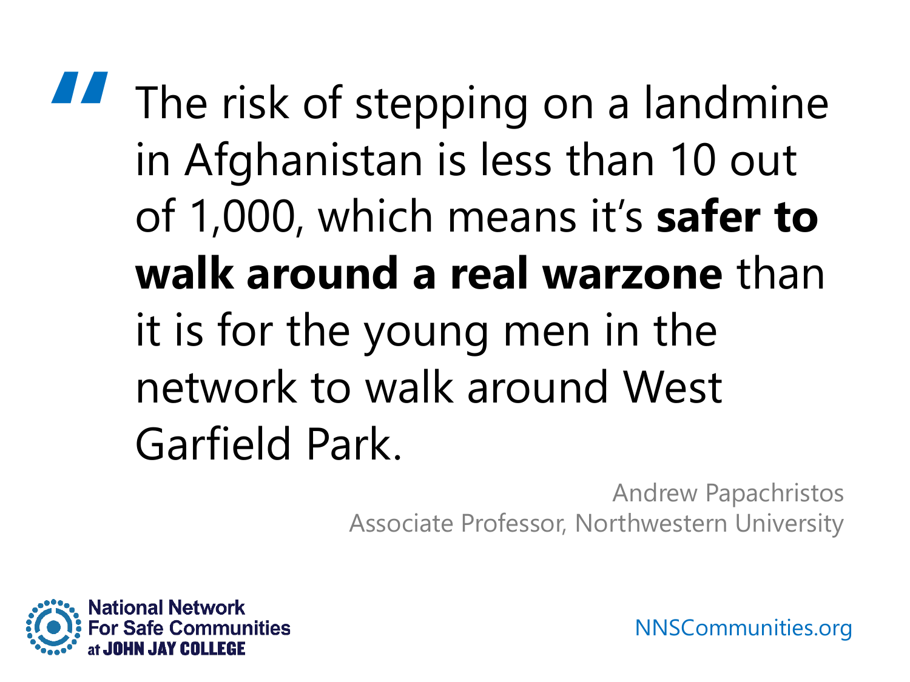> "The risk of stepping on a landmine in Afghanistan is less than 10 out of 1,000, which means it's **safer to walk around a real warzone** than it is for the young men in the network to walk around West Garfield Park.

Andrew Papachristos
Associate Professor, Northwestern University

National Network For Safe Communities at JOHN JAY COLLEGE

NNSCommunities.org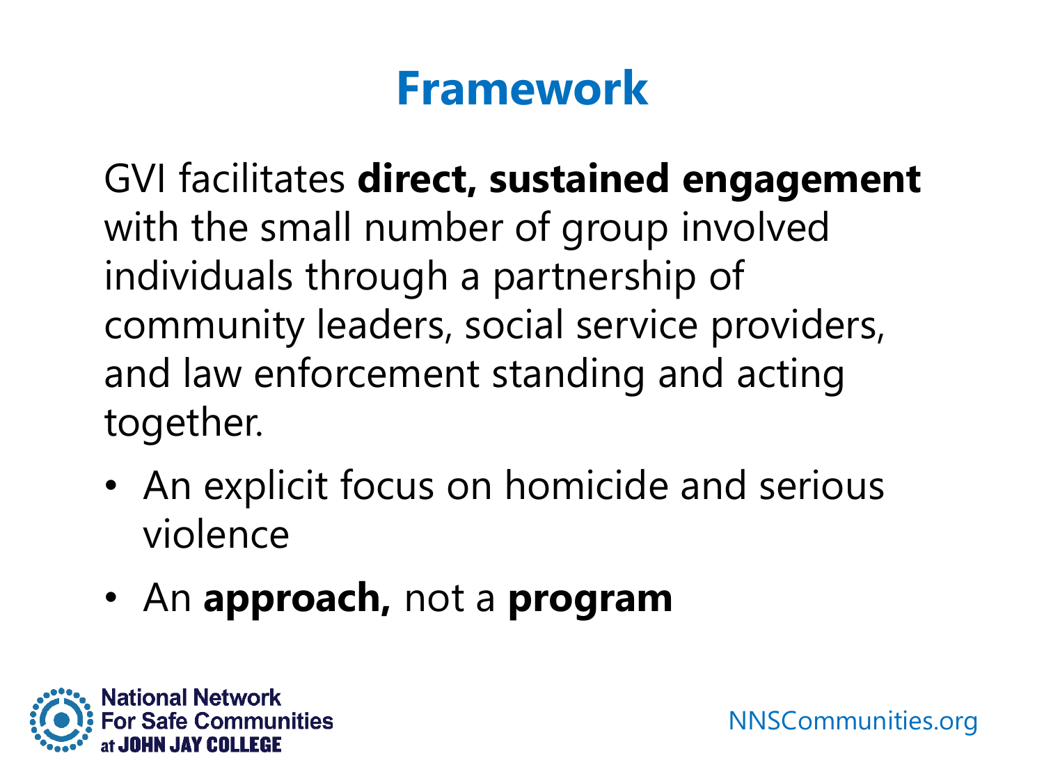# Framework

GVI facilitates **direct, sustained engagement** with the small number of group involved individuals through a partnership of community leaders, social service providers, and law enforcement standing and acting together.

- An explicit focus on homicide and serious violence
- An **approach,** not a **program**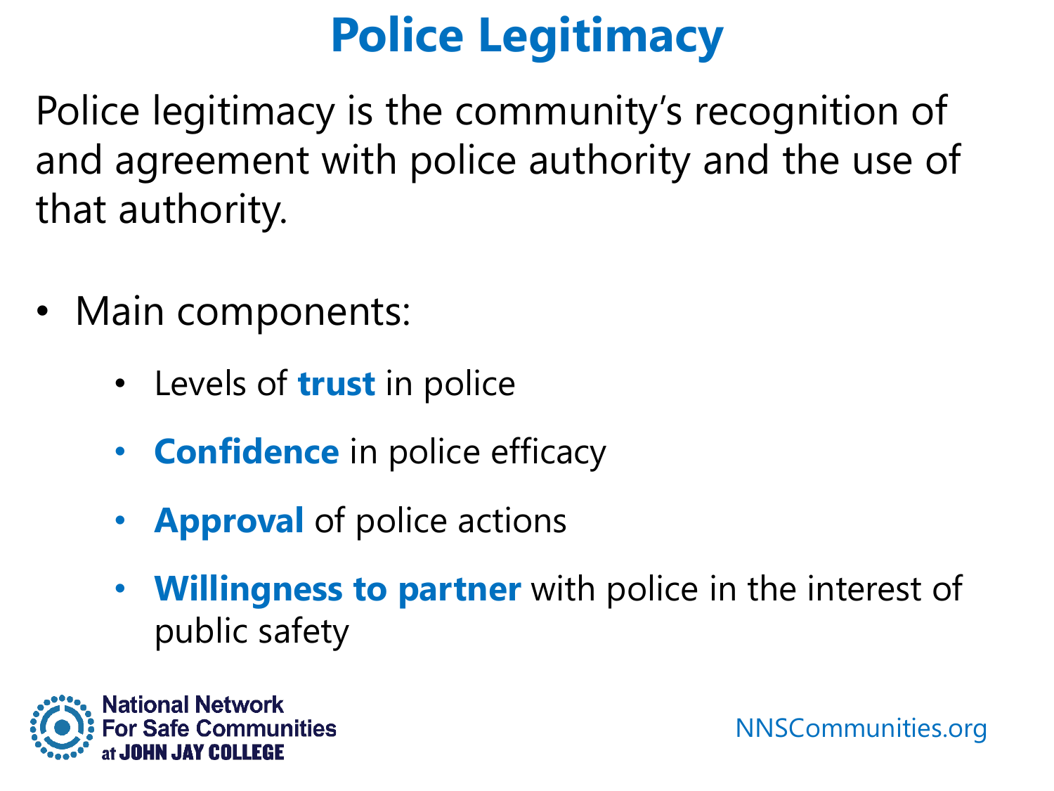# Police Legitimacy

Police legitimacy is the community's recognition of and agreement with police authority and the use of that authority.

- Main components:
  - Levels of **trust** in police
  - **Confidence** in police efficacy
  - **Approval** of police actions
  - **Willingness to partner** with police in the interest of public safety

National Network For Safe Communities at JOHN JAY COLLEGE

NNSCommunities.org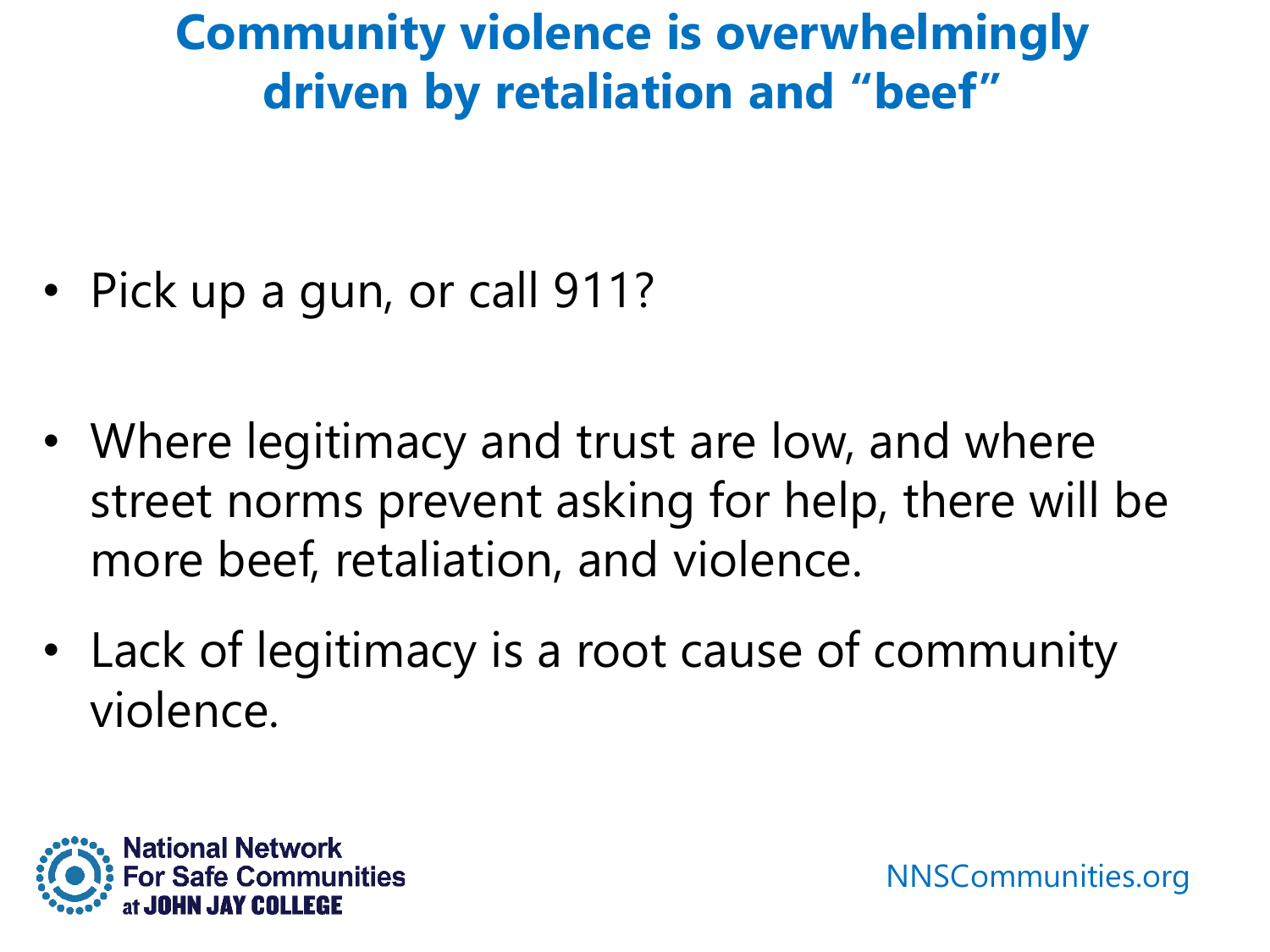# Community violence is overwhelmingly driven by retaliation and "beef"

- Pick up a gun, or call 911?
- Where legitimacy and trust are low, and where street norms prevent asking for help, there will be more beef, retaliation, and violence.
- Lack of legitimacy is a root cause of community violence.

National Network For Safe Communities at JOHN JAY COLLEGE

NNSCommunities.org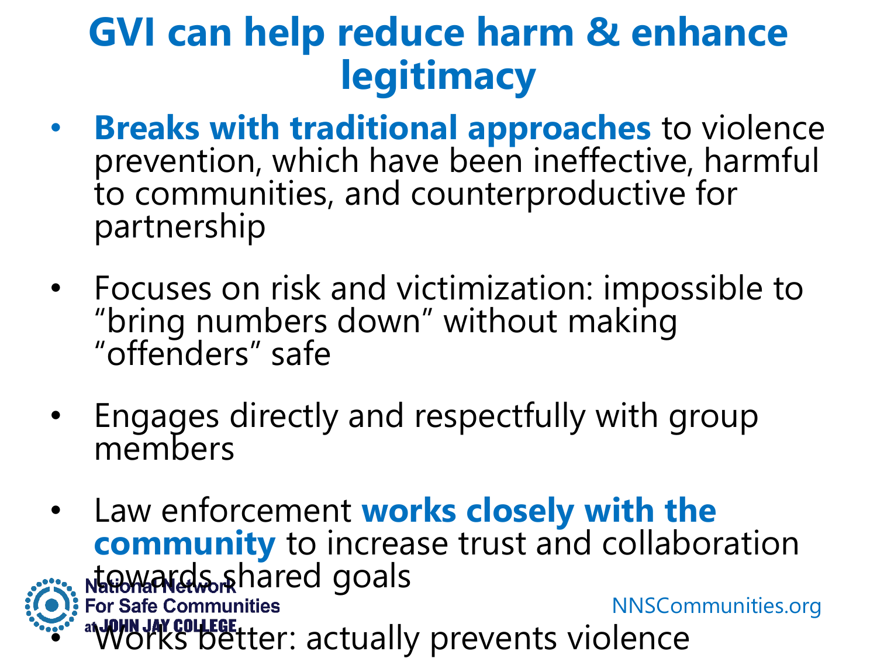# GVI can help reduce harm & enhance legitimacy

- **Breaks with traditional approaches** to violence prevention, which have been ineffective, harmful to communities, and counterproductive for partnership
- Focuses on risk and victimization: impossible to "bring numbers down" without making "offenders" safe
- Engages directly and respectfully with group members
- Law enforcement **works closely with the community** to increase trust and collaboration towards shared goals
- Works better: actually prevents violence

National Network For Safe Communities at JOHN JAY COLLEGE

NNSCommunities.org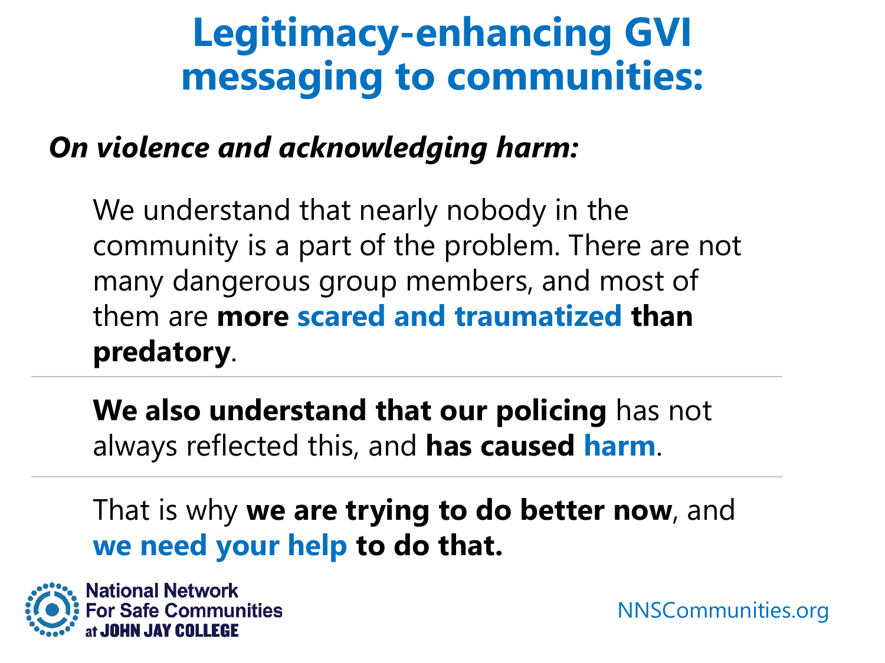# Legitimacy-enhancing GVI messaging to communities:

***On violence and acknowledging harm:***

We understand that nearly nobody in the community is a part of the problem. There are not many dangerous group members, and most of them are **more scared and traumatized than predatory**.

---

**We also understand that our policing** has not always reflected this, and **has caused harm**.

---

That is why **we are trying to do better now**, and **we need your help to do that.**

National Network For Safe Communities at JOHN JAY COLLEGE

NNSCommunities.org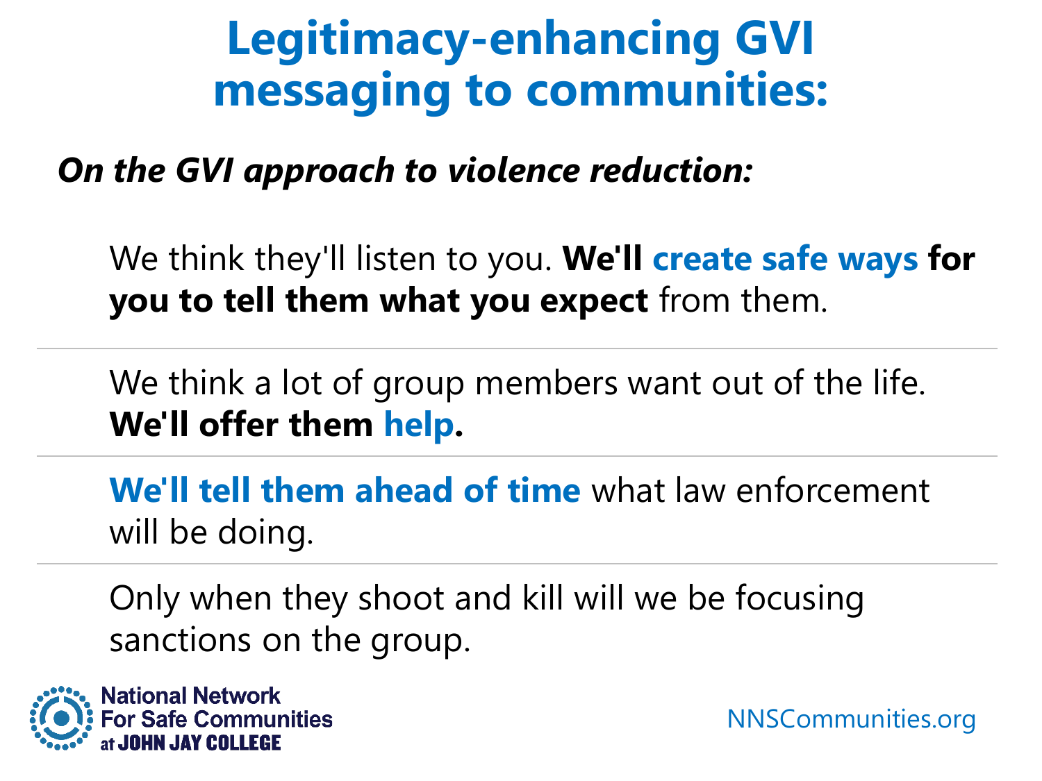# Legitimacy-enhancing GVI messaging to communities:

***On the GVI approach to violence reduction:***

We think they'll listen to you. **We'll create safe ways for you to tell them what you expect** from them.

---

We think a lot of group members want out of the life. **We'll offer them help.**

---

**We'll tell them ahead of time** what law enforcement will be doing.

---

Only when they shoot and kill will we be focusing sanctions on the group.

National Network For Safe Communities at JOHN JAY COLLEGE

NNSCommunities.org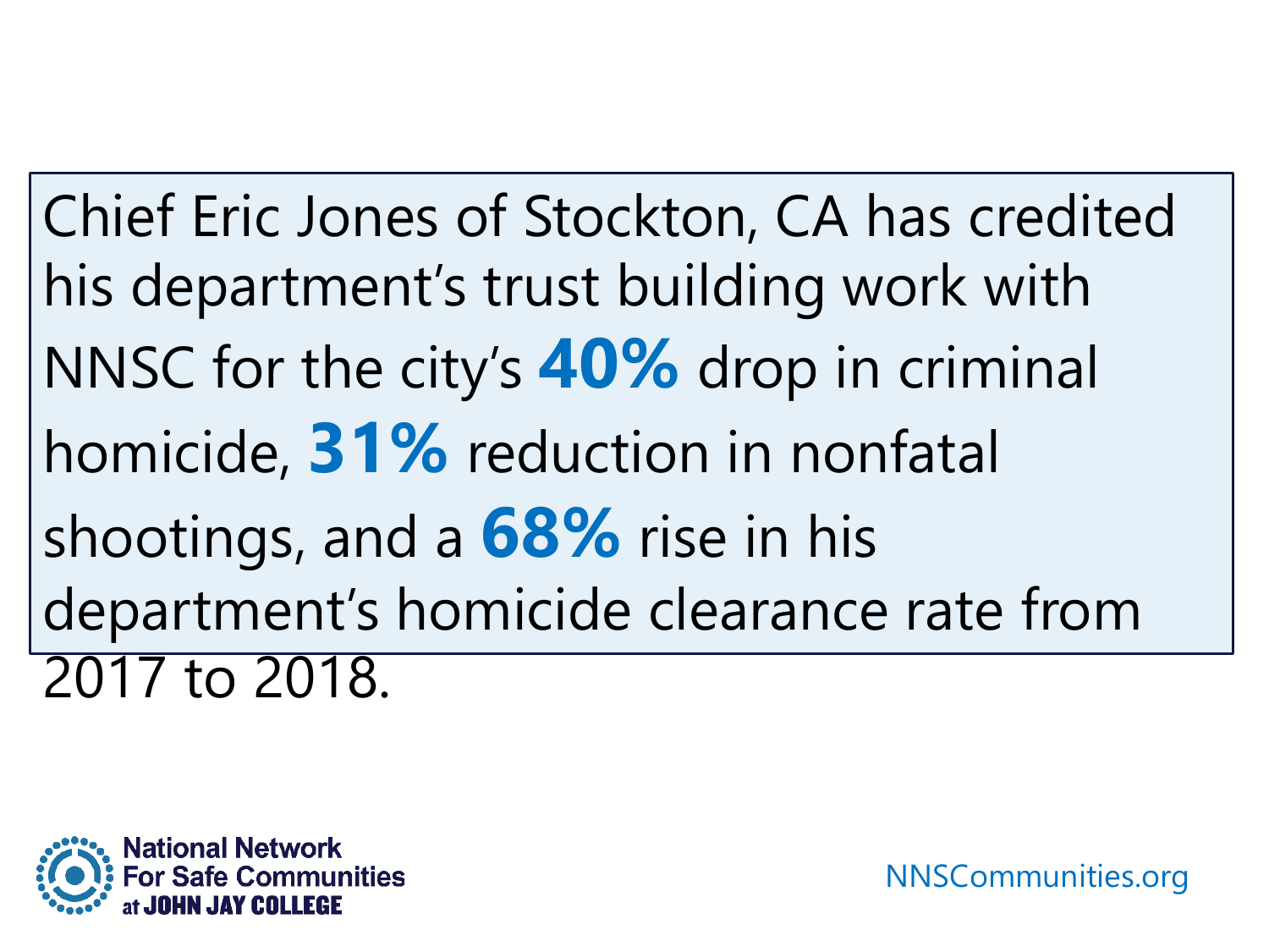Chief Eric Jones of Stockton, CA has credited his department's trust building work with NNSC for the city's **40%** drop in criminal homicide, **31%** reduction in nonfatal shootings, and a **68%** rise in his department's homicide clearance rate from 2017 to 2018.

National Network For Safe Communities at JOHN JAY COLLEGE

NNSCommunities.org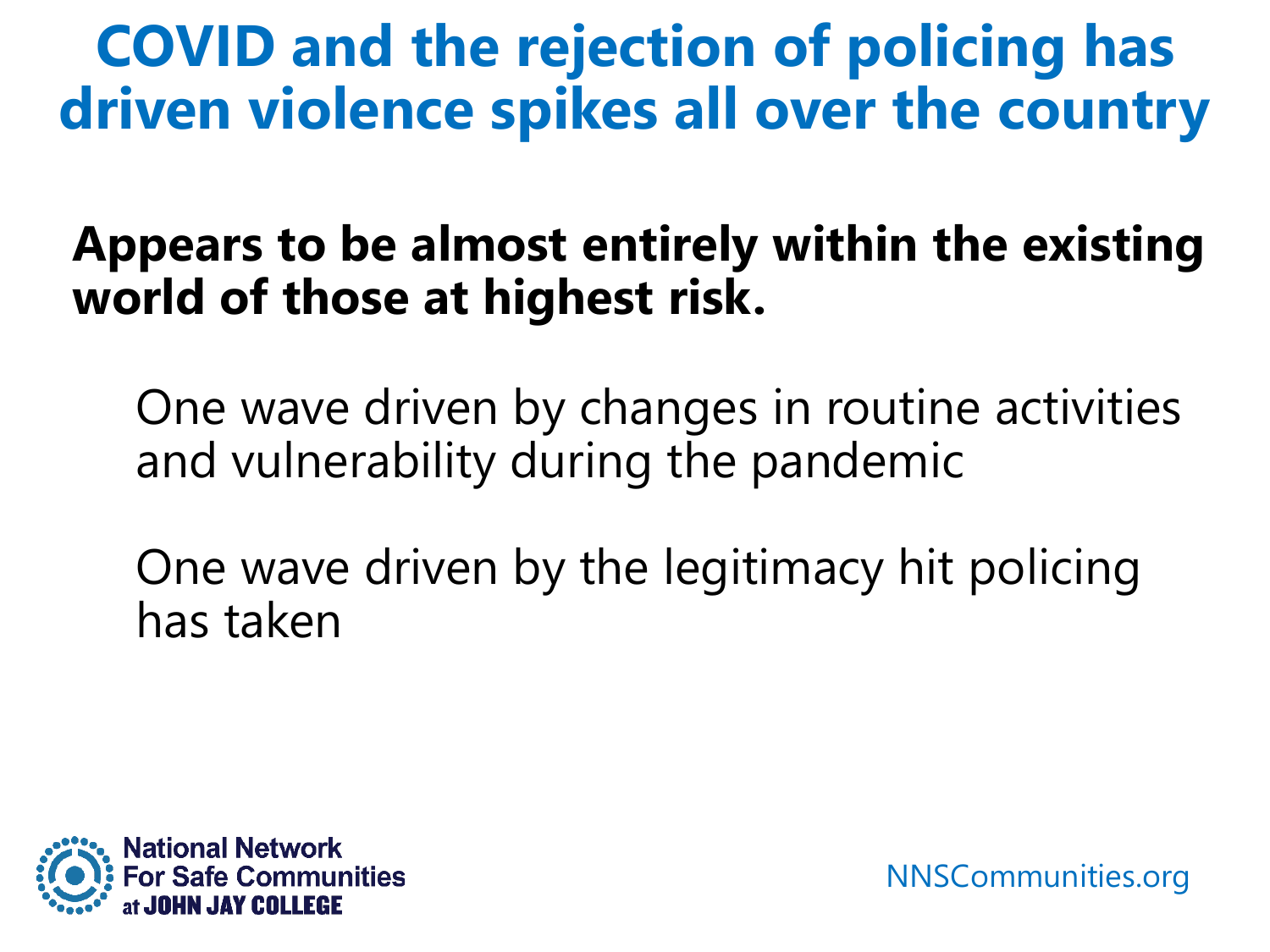# COVID and the rejection of policing has driven violence spikes all over the country

**Appears to be almost entirely within the existing world of those at highest risk.**

One wave driven by changes in routine activities and vulnerability during the pandemic

One wave driven by the legitimacy hit policing has taken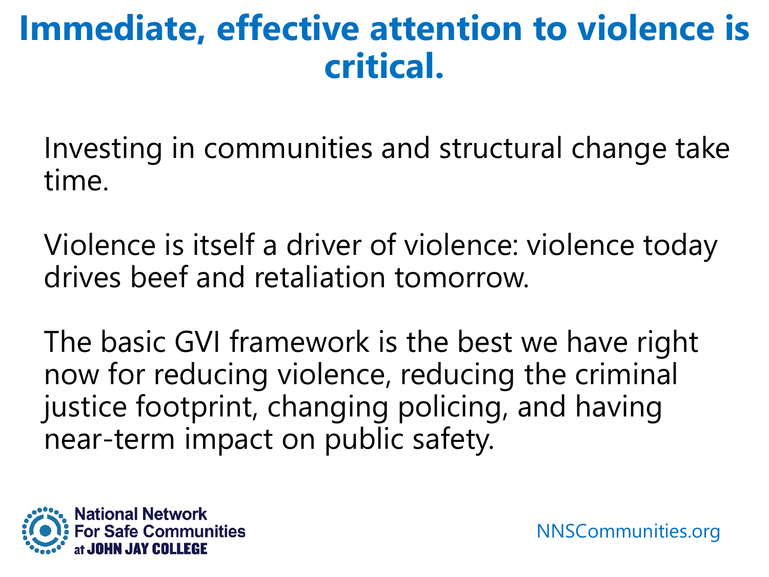# Immediate, effective attention to violence is critical.

Investing in communities and structural change take time.

Violence is itself a driver of violence: violence today drives beef and retaliation tomorrow.

The basic GVI framework is the best we have right now for reducing violence, reducing the criminal justice footprint, changing policing, and having near-term impact on public safety.

National Network For Safe Communities at JOHN JAY COLLEGE

NNSCommunities.org